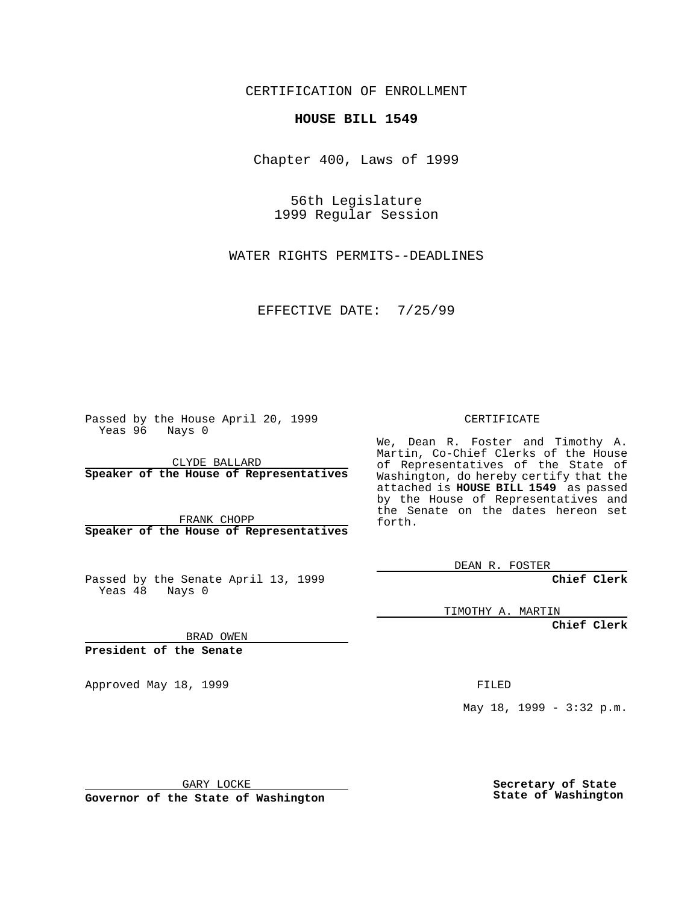CERTIFICATION OF ENROLLMENT

**HOUSE BILL 1549**

Chapter 400, Laws of 1999

56th Legislature
1999 Regular Session

WATER RIGHTS PERMITS--DEADLINES

EFFECTIVE DATE: 7/25/99

Passed by the House April 20, 1999
Yeas 96 Nays 0

CLYDE BALLARD
**Speaker of the House of Representatives**

FRANK CHOPP
**Speaker of the House of Representatives**

Passed by the Senate April 13, 1999
Yeas 48 Nays 0

BRAD OWEN
**President of the Senate**

Approved May 18, 1999

GARY LOCKE
**Governor of the State of Washington**

CERTIFICATE

We, Dean R. Foster and Timothy A. Martin, Co-Chief Clerks of the House of Representatives of the State of Washington, do hereby certify that the attached is **HOUSE BILL 1549** as passed by the House of Representatives and the Senate on the dates hereon set forth.

DEAN R. FOSTER
**Chief Clerk**

TIMOTHY A. MARTIN
**Chief Clerk**

FILED

May 18, 1999 - 3:32 p.m.

**Secretary of State**
**State of Washington**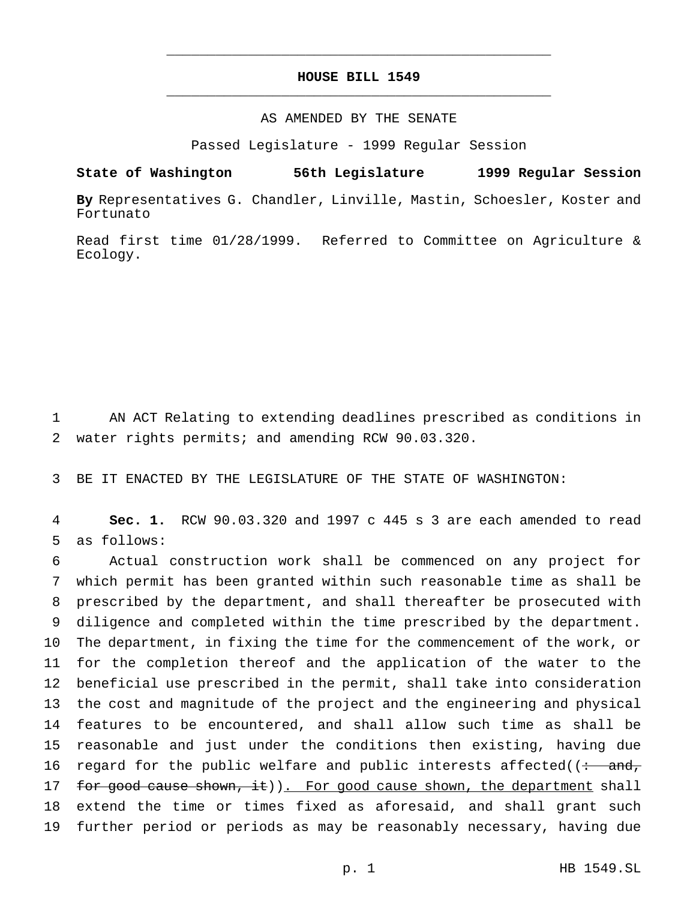# HOUSE BILL 1549

AS AMENDED BY THE SENATE

Passed Legislature - 1999 Regular Session

**State of Washington 56th Legislature 1999 Regular Session**

**By** Representatives G. Chandler, Linville, Mastin, Schoesler, Koster and Fortunato

Read first time 01/28/1999. Referred to Committee on Agriculture & Ecology.

1 AN ACT Relating to extending deadlines prescribed as conditions in
2 water rights permits; and amending RCW 90.03.320.

3 BE IT ENACTED BY THE LEGISLATURE OF THE STATE OF WASHINGTON:

4 **Sec. 1.** RCW 90.03.320 and 1997 c 445 s 3 are each amended to read
5 as follows:

6 Actual construction work shall be commenced on any project for
7 which permit has been granted within such reasonable time as shall be
8 prescribed by the department, and shall thereafter be prosecuted with
9 diligence and completed within the time prescribed by the department.
10 The department, in fixing the time for the commencement of the work, or
11 for the completion thereof and the application of the water to the
12 beneficial use prescribed in the permit, shall take into consideration
13 the cost and magnitude of the project and the engineering and physical
14 features to be encountered, and shall allow such time as shall be
15 reasonable and just under the conditions then existing, having due
16 regard for the public welfare and public interests affected((~~: and,~~
17 ~~for good cause shown, it~~)). For good cause shown, the department shall
18 extend the time or times fixed as aforesaid, and shall grant such
19 further period or periods as may be reasonably necessary, having due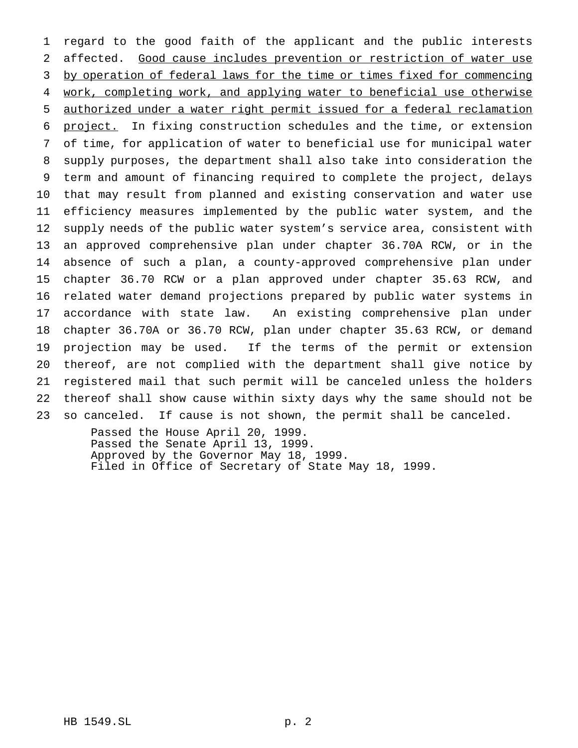regard to the good faith of the applicant and the public interests affected. <u>Good cause includes prevention or restriction of water use by operation of federal laws for the time or times fixed for commencing work, completing work, and applying water to beneficial use otherwise authorized under a water right permit issued for a federal reclamation project.</u> In fixing construction schedules and the time, or extension of time, for application of water to beneficial use for municipal water supply purposes, the department shall also take into consideration the term and amount of financing required to complete the project, delays that may result from planned and existing conservation and water use efficiency measures implemented by the public water system, and the supply needs of the public water system's service area, consistent with an approved comprehensive plan under chapter 36.70A RCW, or in the absence of such a plan, a county-approved comprehensive plan under chapter 36.70 RCW or a plan approved under chapter 35.63 RCW, and related water demand projections prepared by public water systems in accordance with state law. An existing comprehensive plan under chapter 36.70A or 36.70 RCW, plan under chapter 35.63 RCW, or demand projection may be used. If the terms of the permit or extension thereof, are not complied with the department shall give notice by registered mail that such permit will be canceled unless the holders thereof shall show cause within sixty days why the same should not be so canceled. If cause is not shown, the permit shall be canceled.

Passed the House April 20, 1999.
Passed the Senate April 13, 1999.
Approved by the Governor May 18, 1999.
Filed in Office of Secretary of State May 18, 1999.